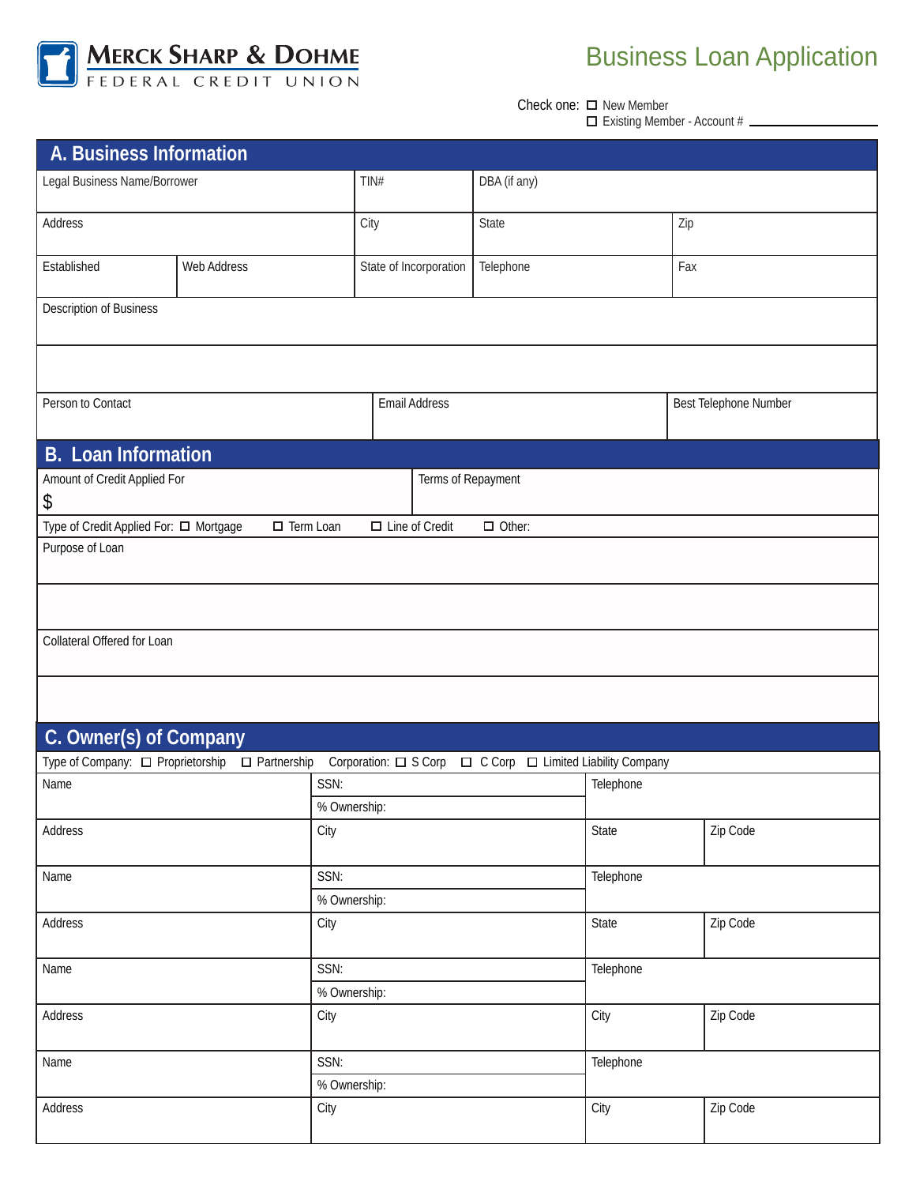**MERCK SHARP & DOHME**
FEDERAL CREDIT UNION

# Business Loan Application

Check one: ☐ New Member
☐ Existing Member - Account # ______________

## A. Business Information

| Legal Business Name/Borrower | | TIN# | DBA (if any) | |
|---|---|---|---|---|
| Address | | City | State | Zip |
| Established | Web Address | State of Incorporation | Telephone | Fax |

Description of Business

| Person to Contact | Email Address | Best Telephone Number |
|---|---|---|
| | | |

## B. Loan Information

| Amount of Credit Applied For<br>$ | Terms of Repayment |
|---|---|

Type of Credit Applied For: ☐ Mortgage ☐ Term Loan ☐ Line of Credit ☐ Other:

Purpose of Loan

Collateral Offered for Loan

## C. Owner(s) of Company

Type of Company: ☐ Proprietorship ☐ Partnership Corporation: ☐ S Corp ☐ C Corp ☐ Limited Liability Company

| Name | SSN:<br>% Ownership: | Telephone | |
|---|---|---|---|
| Address | City | State | Zip Code |
| Name | SSN:<br>% Ownership: | Telephone | |
| Address | City | State | Zip Code |
| Name | SSN:<br>% Ownership: | Telephone | |
| Address | City | City | Zip Code |
| Name | SSN:<br>% Ownership: | Telephone | |
| Address | City | City | Zip Code |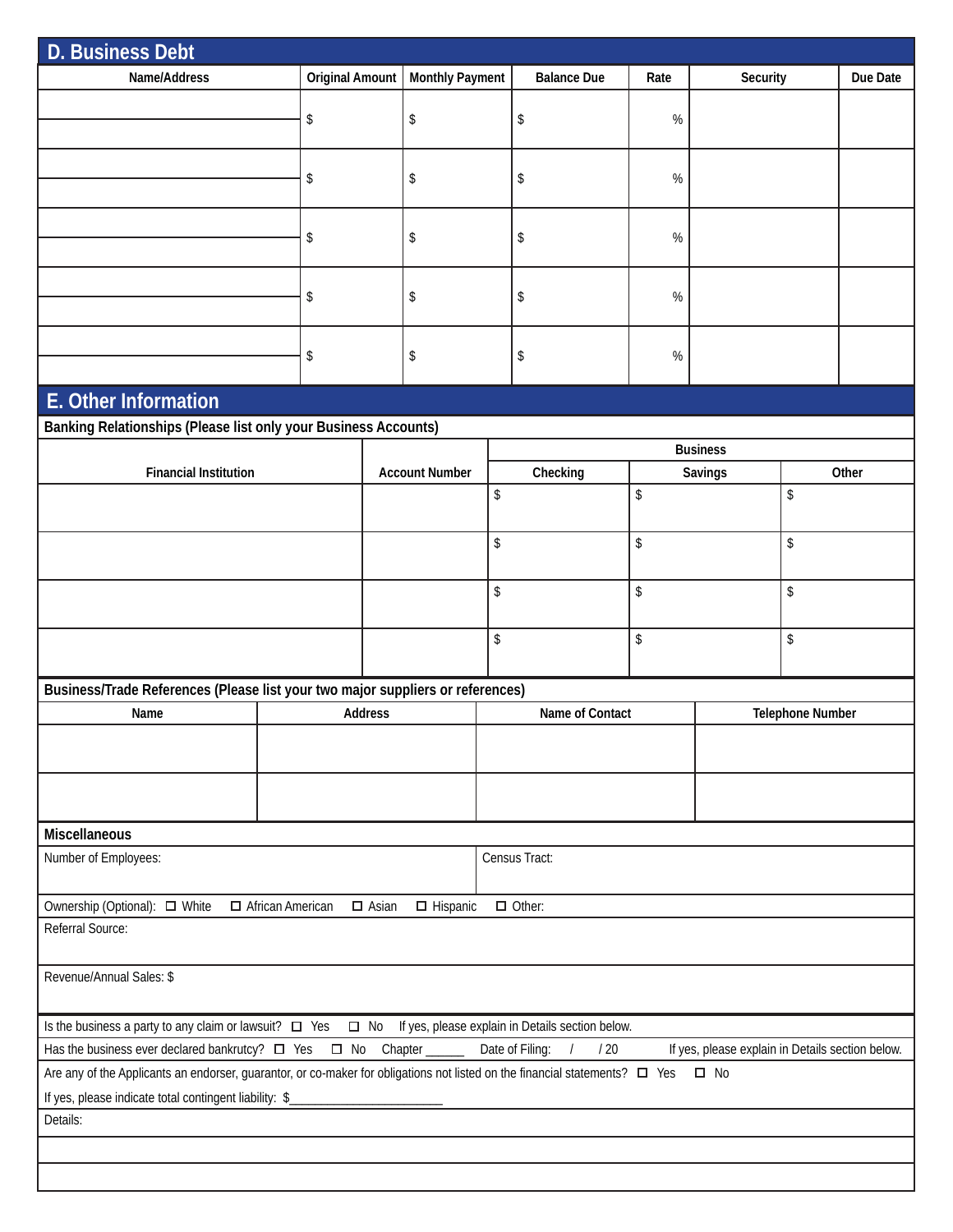## D. Business Debt

| Name/Address | Original Amount | Monthly Payment | Balance Due | Rate | Security | Due Date |
|---|---|---|---|---|---|---|
| | $ | $ | $ | % | | |
| | $ | $ | $ | % | | |
| | $ | $ | $ | % | | |
| | $ | $ | $ | % | | |
| | $ | $ | $ | % | | |

## E. Other Information

**Banking Relationships (Please list only your Business Accounts)**

| Financial Institution | Account Number | Business | | |
|---|---|---|---|---|
| | | Checking | Savings | Other |
| | | $ | $ | $ |
| | | $ | $ | $ |
| | | $ | $ | $ |
| | | $ | $ | $ |

**Business/Trade References (Please list your two major suppliers or references)**

| Name | Address | Name of Contact | Telephone Number |
|---|---|---|---|
| | | | |
| | | | |

**Miscellaneous**

Number of Employees:

Census Tract:

Ownership (Optional): ☐ White ☐ African American ☐ Asian ☐ Hispanic ☐ Other:

Referral Source:

Revenue/Annual Sales: $

Is the business a party to any claim or lawsuit? ☐ Yes ☐ No If yes, please explain in Details section below.

Has the business ever declared bankrutcy? ☐ Yes ☐ No Chapter ______ Date of Filing: / / 20 If yes, please explain in Details section below.

Are any of the Applicants an endorser, guarantor, or co-maker for obligations not listed on the financial statements? ☐ Yes ☐ No

If yes, please indicate total contingent liability: $________________________

Details: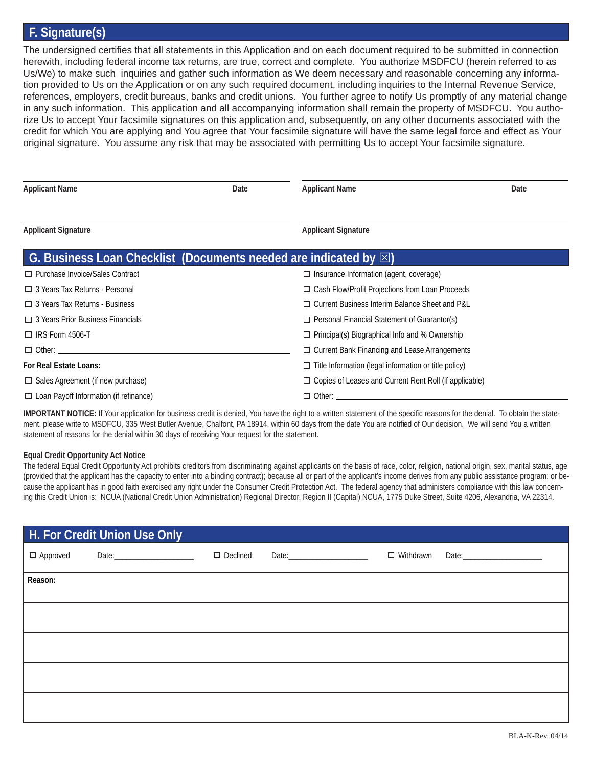## F. Signature(s)

The undersigned certifies that all statements in this Application and on each document required to be submitted in connection herewith, including federal income tax returns, are true, correct and complete. You authorize MSDFCU (herein referred to as Us/We) to make such inquiries and gather such information as We deem necessary and reasonable concerning any information provided to Us on the Application or on any such required document, including inquiries to the Internal Revenue Service, references, employers, credit bureaus, banks and credit unions. You further agree to notify Us promptly of any material change in any such information. This application and all accompanying information shall remain the property of MSDFCU. You authorize Us to accept Your facsimile signatures on this application and, subsequently, on any other documents associated with the credit for which You are applying and You agree that Your facsimile signature will have the same legal force and effect as Your original signature. You assume any risk that may be associated with permitting Us to accept Your facsimile signature.

| | |
|---|---|
| Applicant Name &nbsp;&nbsp;&nbsp; Date | Applicant Name &nbsp;&nbsp;&nbsp; Date |
| Applicant Signature | Applicant Signature |

## G. Business Loan Checklist (Documents needed are indicated by ☒)

| | |
|---|---|
| ☐ Purchase Invoice/Sales Contract | ☐ Insurance Information (agent, coverage) |
| ☐ 3 Years Tax Returns - Personal | ☐ Cash Flow/Profit Projections from Loan Proceeds |
| ☐ 3 Years Tax Returns - Business | ☐ Current Business Interim Balance Sheet and P&L |
| ☐ 3 Years Prior Business Financials | ☐ Personal Financial Statement of Guarantor(s) |
| ☐ IRS Form 4506-T | ☐ Principal(s) Biographical Info and % Ownership |
| ☐ Other: ______________________ | ☐ Current Bank Financing and Lease Arrangements |
| **For Real Estate Loans:** | ☐ Title Information (legal information or title policy) |
| ☐ Sales Agreement (if new purchase) | ☐ Copies of Leases and Current Rent Roll (if applicable) |
| ☐ Loan Payoff Information (if refinance) | ☐ Other: ______________________ |

**IMPORTANT NOTICE:** If Your application for business credit is denied, You have the right to a written statement of the specific reasons for the denial. To obtain the statement, please write to MSDFCU, 335 West Butler Avenue, Chalfont, PA 18914, within 60 days from the date You are notified of Our decision. We will send You a written statement of reasons for the denial within 30 days of receiving Your request for the statement.

**Equal Credit Opportunity Act Notice**

The federal Equal Credit Opportunity Act prohibits creditors from discriminating against applicants on the basis of race, color, religion, national origin, sex, marital status, age (provided that the applicant has the capacity to enter into a binding contract); because all or part of the applicant's income derives from any public assistance program; or because the applicant has in good faith exercised any right under the Consumer Credit Protection Act. The federal agency that administers compliance with this law concerning this Credit Union is: NCUA (National Credit Union Administration) Regional Director, Region II (Capital) NCUA, 1775 Duke Street, Suite 4206, Alexandria, VA 22314.

## H. For Credit Union Use Only

| | | | | | |
|---|---|---|---|---|---|
| ☐ Approved | Date:__________________ | ☐ Declined | Date:__________________ | ☐ Withdrawn | Date:__________________ |

**Reason:**

BLA-K-Rev. 04/14